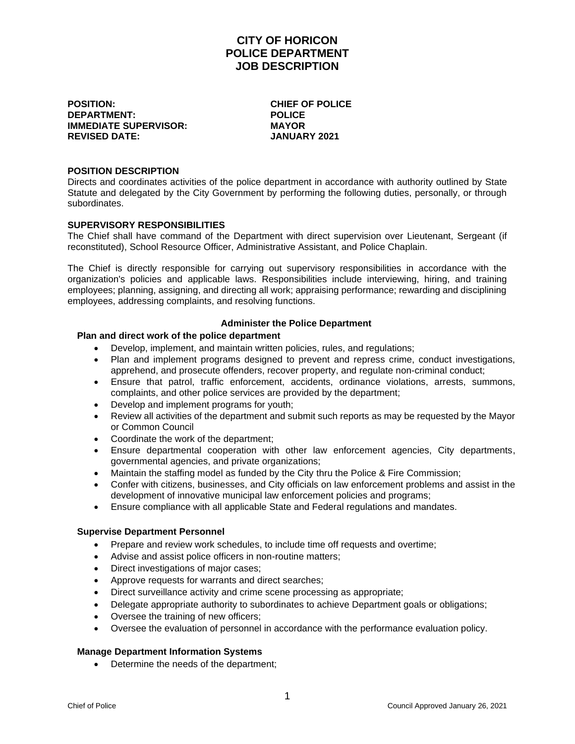# CITY OF HORICON
# POLICE DEPARTMENT
# JOB DESCRIPTION

**POSITION:** **CHIEF OF POLICE**
**DEPARTMENT:** **POLICE**
**IMMEDIATE SUPERVISOR:** **MAYOR**
**REVISED DATE:** **JANUARY 2021**

## POSITION DESCRIPTION

Directs and coordinates activities of the police department in accordance with authority outlined by State Statute and delegated by the City Government by performing the following duties, personally, or through subordinates.

## SUPERVISORY RESPONSIBILITIES

The Chief shall have command of the Department with direct supervision over Lieutenant, Sergeant (if reconstituted), School Resource Officer, Administrative Assistant, and Police Chaplain.

The Chief is directly responsible for carrying out supervisory responsibilities in accordance with the organization's policies and applicable laws. Responsibilities include interviewing, hiring, and training employees; planning, assigning, and directing all work; appraising performance; rewarding and disciplining employees, addressing complaints, and resolving functions.

### Administer the Police Department

#### Plan and direct work of the police department

- Develop, implement, and maintain written policies, rules, and regulations;
- Plan and implement programs designed to prevent and repress crime, conduct investigations, apprehend, and prosecute offenders, recover property, and regulate non-criminal conduct;
- Ensure that patrol, traffic enforcement, accidents, ordinance violations, arrests, summons, complaints, and other police services are provided by the department;
- Develop and implement programs for youth;
- Review all activities of the department and submit such reports as may be requested by the Mayor or Common Council
- Coordinate the work of the department;
- Ensure departmental cooperation with other law enforcement agencies, City departments, governmental agencies, and private organizations;
- Maintain the staffing model as funded by the City thru the Police & Fire Commission;
- Confer with citizens, businesses, and City officials on law enforcement problems and assist in the development of innovative municipal law enforcement policies and programs;
- Ensure compliance with all applicable State and Federal regulations and mandates.

#### Supervise Department Personnel

- Prepare and review work schedules, to include time off requests and overtime;
- Advise and assist police officers in non-routine matters;
- Direct investigations of major cases;
- Approve requests for warrants and direct searches;
- Direct surveillance activity and crime scene processing as appropriate;
- Delegate appropriate authority to subordinates to achieve Department goals or obligations;
- Oversee the training of new officers;
- Oversee the evaluation of personnel in accordance with the performance evaluation policy.

#### Manage Department Information Systems

- Determine the needs of the department;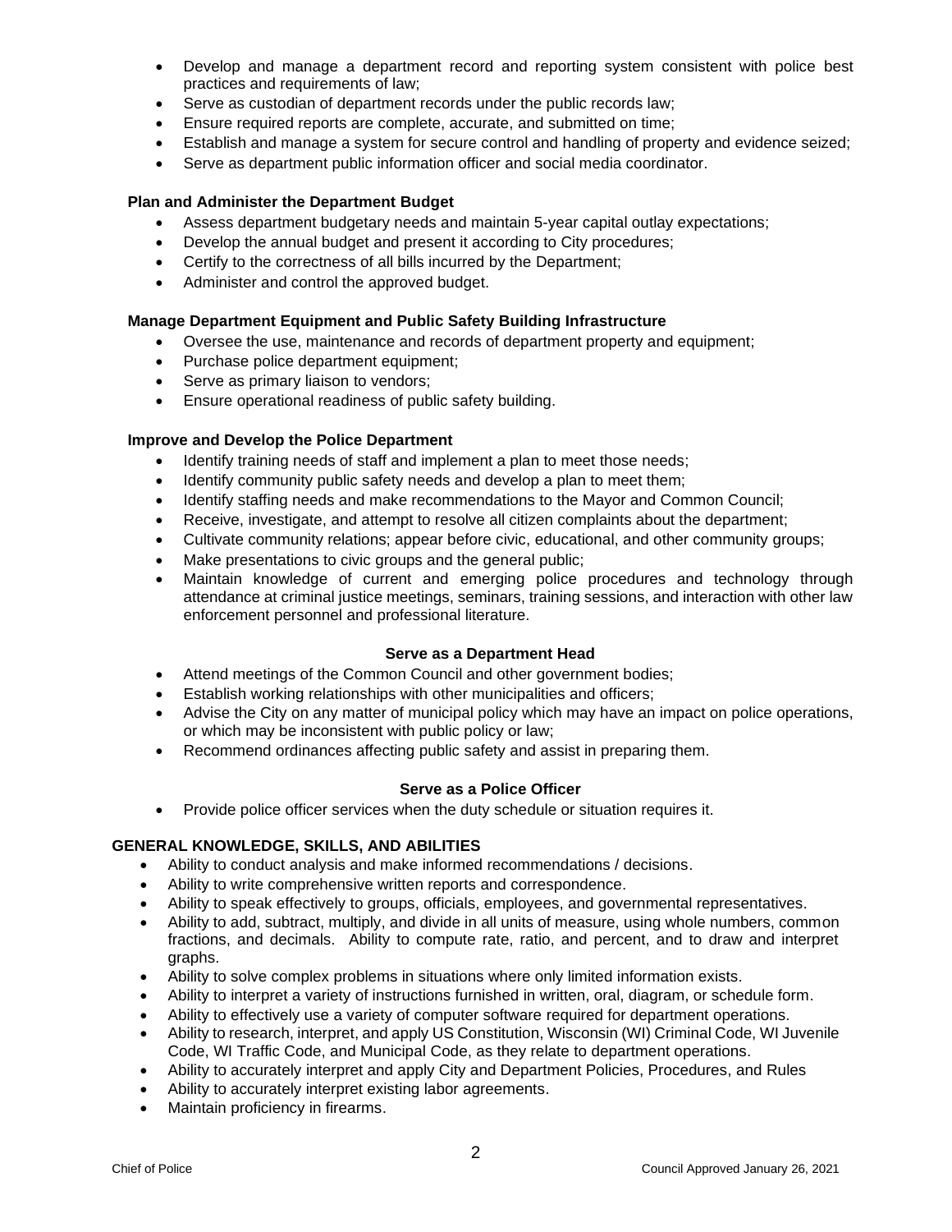- Develop and manage a department record and reporting system consistent with police best practices and requirements of law;
- Serve as custodian of department records under the public records law;
- Ensure required reports are complete, accurate, and submitted on time;
- Establish and manage a system for secure control and handling of property and evidence seized;
- Serve as department public information officer and social media coordinator.

**Plan and Administer the Department Budget**

- Assess department budgetary needs and maintain 5-year capital outlay expectations;
- Develop the annual budget and present it according to City procedures;
- Certify to the correctness of all bills incurred by the Department;
- Administer and control the approved budget.

**Manage Department Equipment and Public Safety Building Infrastructure**

- Oversee the use, maintenance and records of department property and equipment;
- Purchase police department equipment;
- Serve as primary liaison to vendors;
- Ensure operational readiness of public safety building.

**Improve and Develop the Police Department**

- Identify training needs of staff and implement a plan to meet those needs;
- Identify community public safety needs and develop a plan to meet them;
- Identify staffing needs and make recommendations to the Mayor and Common Council;
- Receive, investigate, and attempt to resolve all citizen complaints about the department;
- Cultivate community relations; appear before civic, educational, and other community groups;
- Make presentations to civic groups and the general public;
- Maintain knowledge of current and emerging police procedures and technology through attendance at criminal justice meetings, seminars, training sessions, and interaction with other law enforcement personnel and professional literature.

**Serve as a Department Head**

- Attend meetings of the Common Council and other government bodies;
- Establish working relationships with other municipalities and officers;
- Advise the City on any matter of municipal policy which may have an impact on police operations, or which may be inconsistent with public policy or law;
- Recommend ordinances affecting public safety and assist in preparing them.

**Serve as a Police Officer**

- Provide police officer services when the duty schedule or situation requires it.

## GENERAL KNOWLEDGE, SKILLS, AND ABILITIES

- Ability to conduct analysis and make informed recommendations / decisions.
- Ability to write comprehensive written reports and correspondence.
- Ability to speak effectively to groups, officials, employees, and governmental representatives.
- Ability to add, subtract, multiply, and divide in all units of measure, using whole numbers, common fractions, and decimals. Ability to compute rate, ratio, and percent, and to draw and interpret graphs.
- Ability to solve complex problems in situations where only limited information exists.
- Ability to interpret a variety of instructions furnished in written, oral, diagram, or schedule form.
- Ability to effectively use a variety of computer software required for department operations.
- Ability to research, interpret, and apply US Constitution, Wisconsin (WI) Criminal Code, WI Juvenile Code, WI Traffic Code, and Municipal Code, as they relate to department operations.
- Ability to accurately interpret and apply City and Department Policies, Procedures, and Rules
- Ability to accurately interpret existing labor agreements.
- Maintain proficiency in firearms.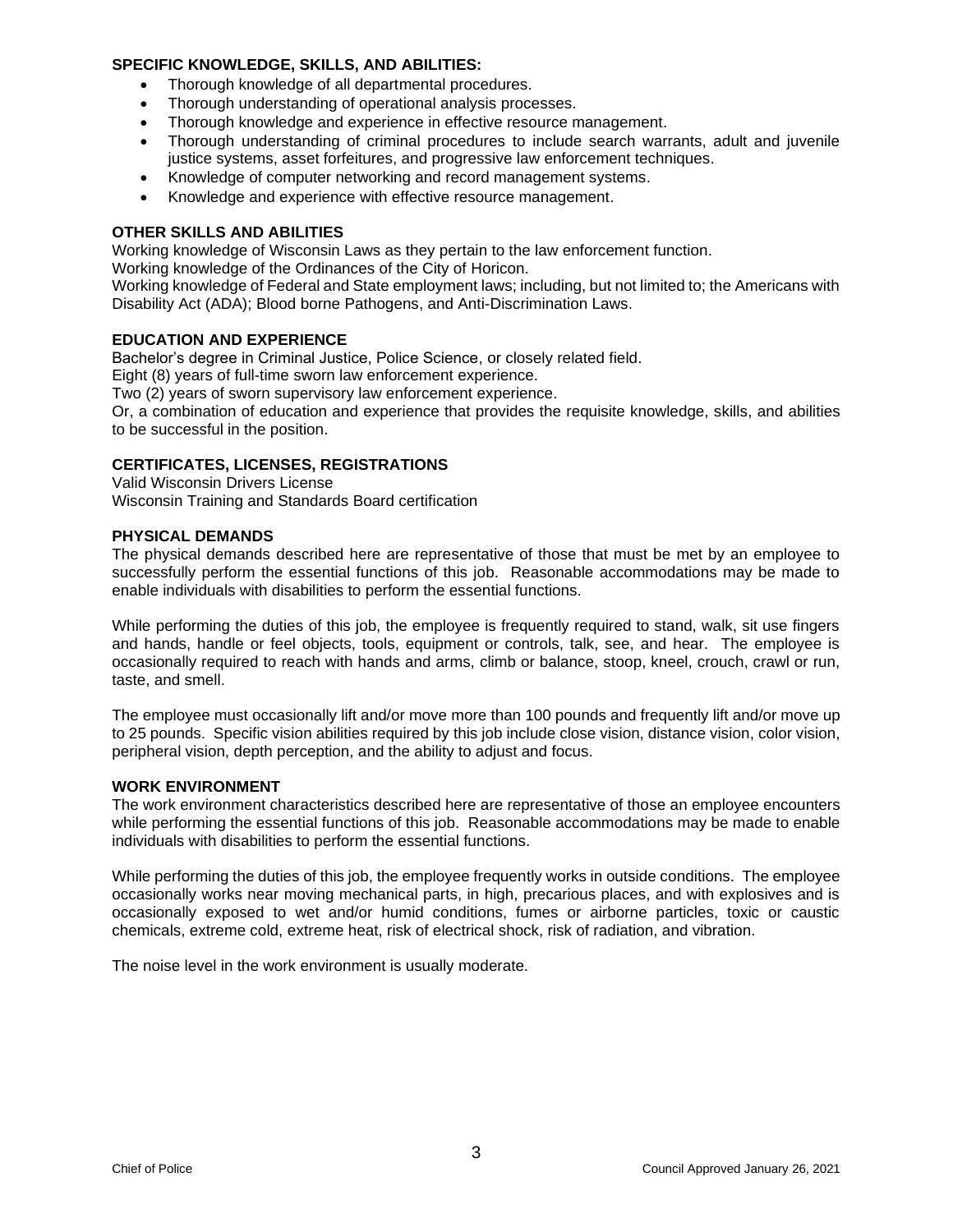**SPECIFIC KNOWLEDGE, SKILLS, AND ABILITIES:**

- Thorough knowledge of all departmental procedures.
- Thorough understanding of operational analysis processes.
- Thorough knowledge and experience in effective resource management.
- Thorough understanding of criminal procedures to include search warrants, adult and juvenile justice systems, asset forfeitures, and progressive law enforcement techniques.
- Knowledge of computer networking and record management systems.
- Knowledge and experience with effective resource management.

**OTHER SKILLS AND ABILITIES**

Working knowledge of Wisconsin Laws as they pertain to the law enforcement function.
Working knowledge of the Ordinances of the City of Horicon.
Working knowledge of Federal and State employment laws; including, but not limited to; the Americans with Disability Act (ADA); Blood borne Pathogens, and Anti-Discrimination Laws.

**EDUCATION AND EXPERIENCE**

Bachelor's degree in Criminal Justice, Police Science, or closely related field.
Eight (8) years of full-time sworn law enforcement experience.
Two (2) years of sworn supervisory law enforcement experience.
Or, a combination of education and experience that provides the requisite knowledge, skills, and abilities to be successful in the position.

**CERTIFICATES, LICENSES, REGISTRATIONS**

Valid Wisconsin Drivers License
Wisconsin Training and Standards Board certification

**PHYSICAL DEMANDS**

The physical demands described here are representative of those that must be met by an employee to successfully perform the essential functions of this job. Reasonable accommodations may be made to enable individuals with disabilities to perform the essential functions.

While performing the duties of this job, the employee is frequently required to stand, walk, sit use fingers and hands, handle or feel objects, tools, equipment or controls, talk, see, and hear. The employee is occasionally required to reach with hands and arms, climb or balance, stoop, kneel, crouch, crawl or run, taste, and smell.

The employee must occasionally lift and/or move more than 100 pounds and frequently lift and/or move up to 25 pounds. Specific vision abilities required by this job include close vision, distance vision, color vision, peripheral vision, depth perception, and the ability to adjust and focus.

**WORK ENVIRONMENT**

The work environment characteristics described here are representative of those an employee encounters while performing the essential functions of this job. Reasonable accommodations may be made to enable individuals with disabilities to perform the essential functions.

While performing the duties of this job, the employee frequently works in outside conditions. The employee occasionally works near moving mechanical parts, in high, precarious places, and with explosives and is occasionally exposed to wet and/or humid conditions, fumes or airborne particles, toxic or caustic chemicals, extreme cold, extreme heat, risk of electrical shock, risk of radiation, and vibration.

The noise level in the work environment is usually moderate.